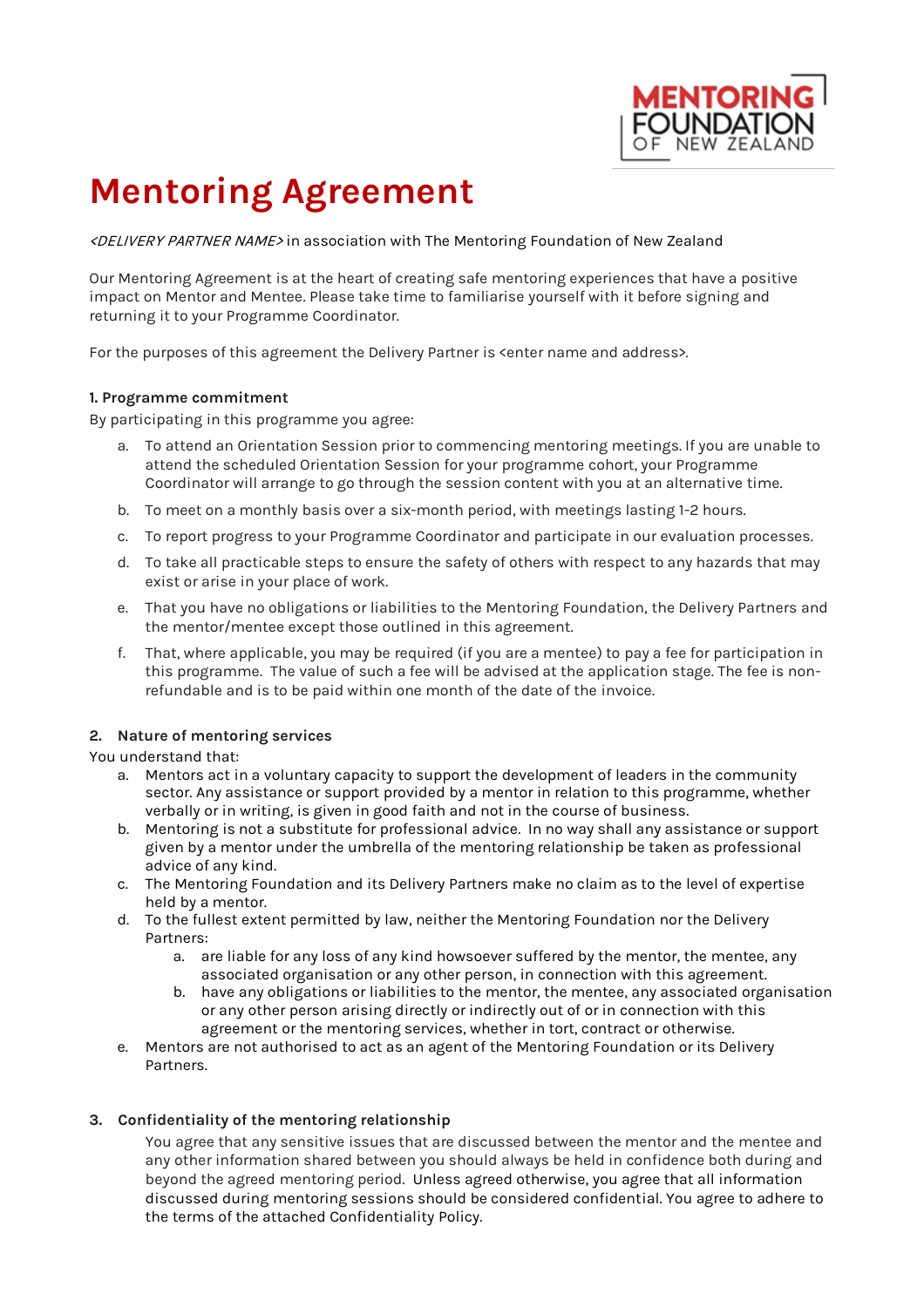# Mentoring Agreement

*<DELIVERY PARTNER NAME>* in association with The Mentoring Foundation of New Zealand

Our Mentoring Agreement is at the heart of creating safe mentoring experiences that have a positive impact on Mentor and Mentee. Please take time to familiarise yourself with it before signing and returning it to your Programme Coordinator.

For the purposes of this agreement the Delivery Partner is <enter name and address>.

**1. Programme commitment**

By participating in this programme you agree:

a. To attend an Orientation Session prior to commencing mentoring meetings. If you are unable to attend the scheduled Orientation Session for your programme cohort, your Programme Coordinator will arrange to go through the session content with you at an alternative time.

b. To meet on a monthly basis over a six-month period, with meetings lasting 1-2 hours.

c. To report progress to your Programme Coordinator and participate in our evaluation processes.

d. To take all practicable steps to ensure the safety of others with respect to any hazards that may exist or arise in your place of work.

e. That you have no obligations or liabilities to the Mentoring Foundation, the Delivery Partners and the mentor/mentee except those outlined in this agreement.

f. That, where applicable, you may be required (if you are a mentee) to pay a fee for participation in this programme. The value of such a fee will be advised at the application stage. The fee is non-refundable and is to be paid within one month of the date of the invoice.

**2. Nature of mentoring services**

You understand that:

a. Mentors act in a voluntary capacity to support the development of leaders in the community sector. Any assistance or support provided by a mentor in relation to this programme, whether verbally or in writing, is given in good faith and not in the course of business.

b. Mentoring is not a substitute for professional advice. In no way shall any assistance or support given by a mentor under the umbrella of the mentoring relationship be taken as professional advice of any kind.

c. The Mentoring Foundation and its Delivery Partners make no claim as to the level of expertise held by a mentor.

d. To the fullest extent permitted by law, neither the Mentoring Foundation nor the Delivery Partners:

   a. are liable for any loss of any kind howsoever suffered by the mentor, the mentee, any associated organisation or any other person, in connection with this agreement.

   b. have any obligations or liabilities to the mentor, the mentee, any associated organisation or any other person arising directly or indirectly out of or in connection with this agreement or the mentoring services, whether in tort, contract or otherwise.

e. Mentors are not authorised to act as an agent of the Mentoring Foundation or its Delivery Partners.

**3. Confidentiality of the mentoring relationship**

You agree that any sensitive issues that are discussed between the mentor and the mentee and any other information shared between you should always be held in confidence both during and beyond the agreed mentoring period. Unless agreed otherwise, you agree that all information discussed during mentoring sessions should be considered confidential. You agree to adhere to the terms of the attached Confidentiality Policy.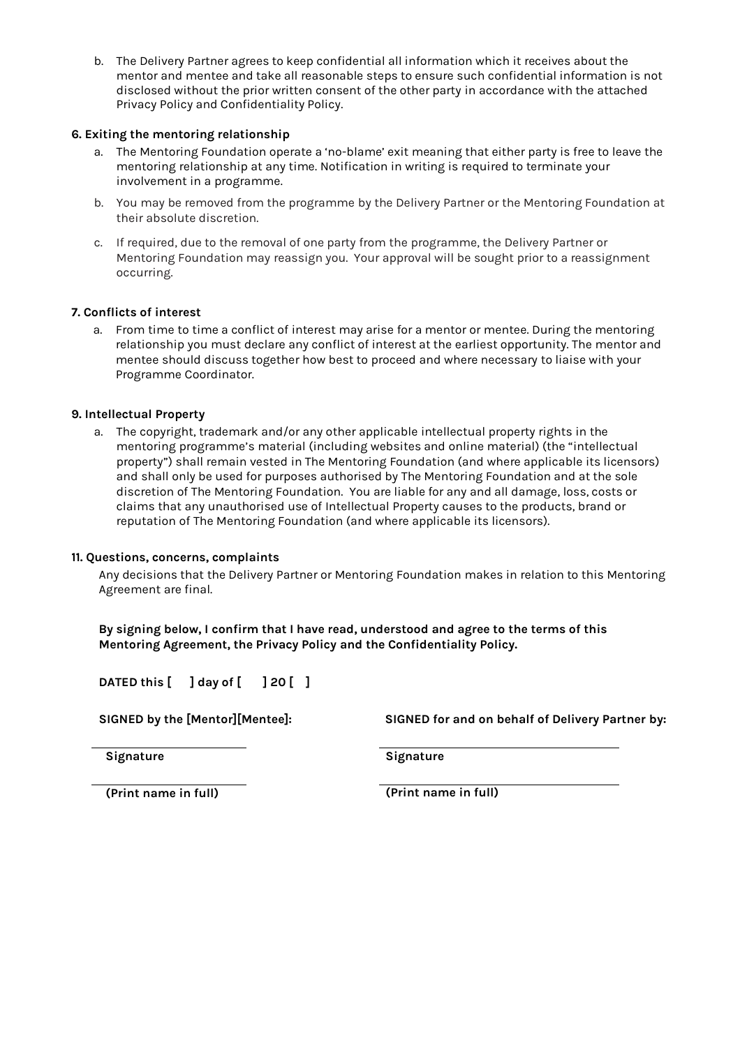b. The Delivery Partner agrees to keep confidential all information which it receives about the mentor and mentee and take all reasonable steps to ensure such confidential information is not disclosed without the prior written consent of the other party in accordance with the attached Privacy Policy and Confidentiality Policy.

#### 6. Exiting the mentoring relationship

a. The Mentoring Foundation operate a 'no-blame' exit meaning that either party is free to leave the mentoring relationship at any time. Notification in writing is required to terminate your involvement in a programme.

b. You may be removed from the programme by the Delivery Partner or the Mentoring Foundation at their absolute discretion.

c. If required, due to the removal of one party from the programme, the Delivery Partner or Mentoring Foundation may reassign you. Your approval will be sought prior to a reassignment occurring.

#### 7. Conflicts of interest

a. From time to time a conflict of interest may arise for a mentor or mentee. During the mentoring relationship you must declare any conflict of interest at the earliest opportunity. The mentor and mentee should discuss together how best to proceed and where necessary to liaise with your Programme Coordinator.

#### 9. Intellectual Property

a. The copyright, trademark and/or any other applicable intellectual property rights in the mentoring programme's material (including websites and online material) (the "intellectual property") shall remain vested in The Mentoring Foundation (and where applicable its licensors) and shall only be used for purposes authorised by The Mentoring Foundation and at the sole discretion of The Mentoring Foundation. You are liable for any and all damage, loss, costs or claims that any unauthorised use of Intellectual Property causes to the products, brand or reputation of The Mentoring Foundation (and where applicable its licensors).

#### 11. Questions, concerns, complaints

Any decisions that the Delivery Partner or Mentoring Foundation makes in relation to this Mentoring Agreement are final.

**By signing below, I confirm that I have read, understood and agree to the terms of this Mentoring Agreement, the Privacy Policy and the Confidentiality Policy.**

**DATED this [ ] day of [ ] 20 [ ]**

**SIGNED by the [Mentor][Mentee]:**

______________________

**Signature**

______________________

**(Print name in full)**

**SIGNED for and on behalf of Delivery Partner by:**

______________________

**Signature**

______________________

**(Print name in full)**